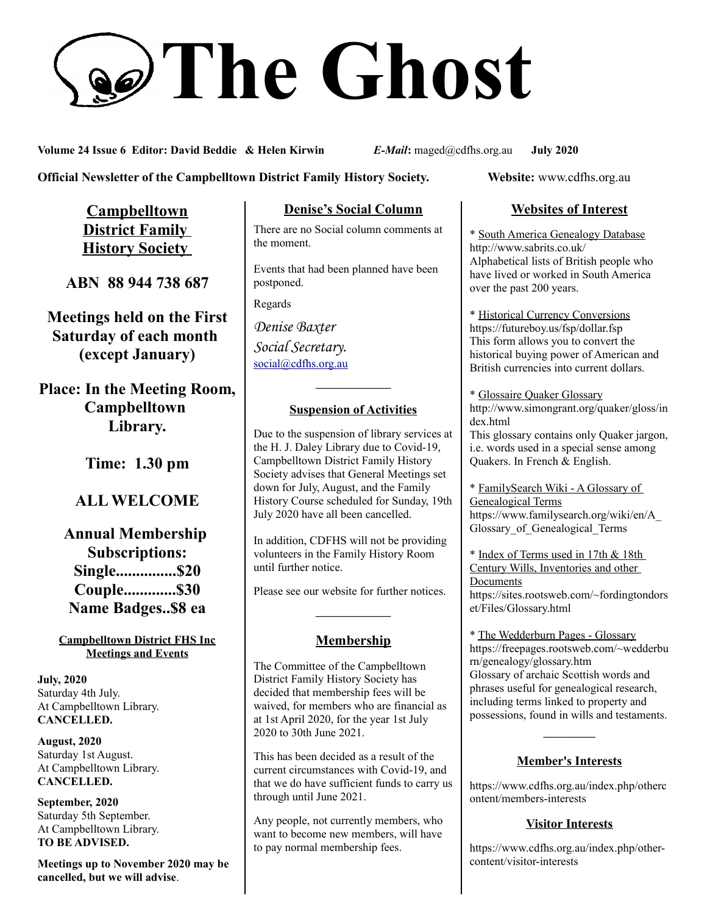# The Ghost

**Volume 24 Issue 6 Editor: David Beddie & Helen Kirwin** *E-Mail*: maged@cdfhs.org.au **July 2020**

**Official Newsletter of the Campbelltown District Family History Society.** **Website:** www.cdfhs.org.au

## Campbelltown District Family History Society

**ABN 88 944 738 687**

**Meetings held on the First Saturday of each month (except January)**

**Place: In the Meeting Room, Campbelltown Library.**

**Time: 1.30 pm**

**ALL WELCOME**

**Annual Membership Subscriptions:**
**Single...............$20**
**Couple.............$30**
**Name Badges..$8 ea**

### Campbelltown District FHS Inc Meetings and Events

**July, 2020**
Saturday 4th July.
At Campbelltown Library.
**CANCELLED.**

**August, 2020**
Saturday 1st August.
At Campbelltown Library.
**CANCELLED.**

**September, 2020**
Saturday 5th September.
At Campbelltown Library.
**TO BE ADVISED.**

**Meetings up to November 2020 may be cancelled, but we will advise**.

## Denise's Social Column

There are no Social column comments at the moment.

Events that had been planned have been postponed.

Regards

*Denise Baxter*
*Social Secretary.*
social@cdfhs.org.au

---

### Suspension of Activities

Due to the suspension of library services at the H. J. Daley Library due to Covid-19, Campbelltown District Family History Society advises that General Meetings set down for July, August, and the Family History Course scheduled for Sunday, 19th July 2020 have all been cancelled.

In addition, CDFHS will not be providing volunteers in the Family History Room until further notice.

Please see our website for further notices.

---

## Membership

The Committee of the Campbelltown District Family History Society has decided that membership fees will be waived, for members who are financial as at 1st April 2020, for the year 1st July 2020 to 30th June 2021.

This has been decided as a result of the current circumstances with Covid-19, and that we do have sufficient funds to carry us through until June 2021.

Any people, not currently members, who want to become new members, will have to pay normal membership fees.

## Websites of Interest

* South America Genealogy Database
http://www.sabrits.co.uk/
Alphabetical lists of British people who have lived or worked in South America over the past 200 years.

* Historical Currency Conversions
https://futureboy.us/fsp/dollar.fsp
This form allows you to convert the historical buying power of American and British currencies into current dollars.

* Glossaire Quaker Glossary
http://www.simongrant.org/quaker/gloss/index.html
This glossary contains only Quaker jargon, i.e. words used in a special sense among Quakers. In French & English.

* FamilySearch Wiki - A Glossary of Genealogical Terms
https://www.familysearch.org/wiki/en/A_Glossary_of_Genealogical_Terms

* Index of Terms used in 17th & 18th Century Wills, Inventories and other Documents
https://sites.rootsweb.com/~fordingtondorset/Files/Glossary.html

* The Wedderburn Pages - Glossary
https://freepages.rootsweb.com/~wedderburn/genealogy/glossary.htm
Glossary of archaic Scottish words and phrases useful for genealogical research, including terms linked to property and possessions, found in wills and testaments.

---

### Member's Interests

https://www.cdfhs.org.au/index.php/othercontent/members-interests

### Visitor Interests

https://www.cdfhs.org.au/index.php/other-content/visitor-interests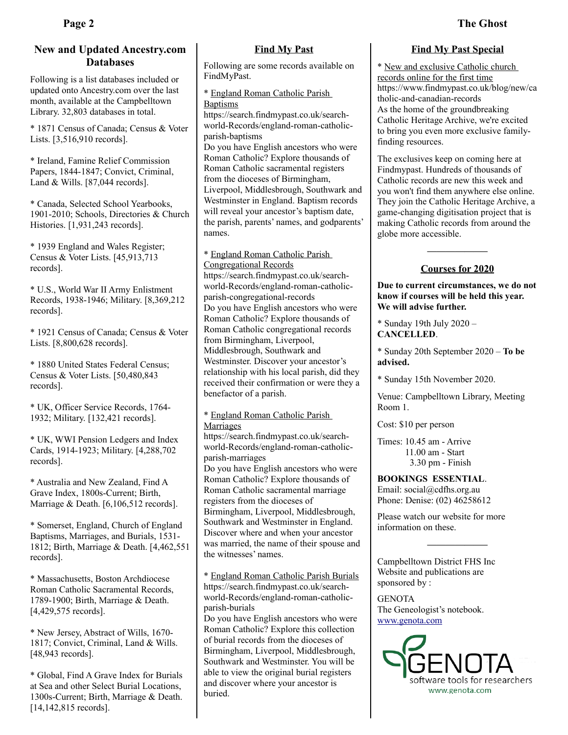## New and Updated Ancestry.com Databases

Following is a list databases included or updated onto Ancestry.com over the last month, available at the Campbelltown Library. 32,803 databases in total.

* 1871 Census of Canada; Census & Voter Lists. [3,516,910 records].

* Ireland, Famine Relief Commission Papers, 1844-1847; Convict, Criminal, Land & Wills. [87,044 records].

* Canada, Selected School Yearbooks, 1901-2010; Schools, Directories & Church Histories. [1,931,243 records].

* 1939 England and Wales Register; Census & Voter Lists. [45,913,713 records].

* U.S., World War II Army Enlistment Records, 1938-1946; Military. [8,369,212 records].

* 1921 Census of Canada; Census & Voter Lists. [8,800,628 records].

* 1880 United States Federal Census; Census & Voter Lists. [50,480,843 records].

* UK, Officer Service Records, 1764-1932; Military. [132,421 records].

* UK, WWI Pension Ledgers and Index Cards, 1914-1923; Military. [4,288,702 records].

* Australia and New Zealand, Find A Grave Index, 1800s-Current; Birth, Marriage & Death. [6,106,512 records].

* Somerset, England, Church of England Baptisms, Marriages, and Burials, 1531-1812; Birth, Marriage & Death. [4,462,551 records].

* Massachusetts, Boston Archdiocese Roman Catholic Sacramental Records, 1789-1900; Birth, Marriage & Death. [4,429,575 records].

* New Jersey, Abstract of Wills, 1670-1817; Convict, Criminal, Land & Wills. [48,943 records].

* Global, Find A Grave Index for Burials at Sea and other Select Burial Locations, 1300s-Current; Birth, Marriage & Death. [14,142,815 records].

## Find My Past

Following are some records available on FindMyPast.

* England Roman Catholic Parish Baptisms
https://search.findmypast.co.uk/search-world-Records/england-roman-catholic-parish-baptisms
Do you have English ancestors who were Roman Catholic? Explore thousands of Roman Catholic sacramental registers from the dioceses of Birmingham, Liverpool, Middlesbrough, Southwark and Westminster in England. Baptism records will reveal your ancestor's baptism date, the parish, parents' names, and godparents' names.

* England Roman Catholic Parish Congregational Records
https://search.findmypast.co.uk/search-world-Records/england-roman-catholic-parish-congregational-records
Do you have English ancestors who were Roman Catholic? Explore thousands of Roman Catholic congregational records from Birmingham, Liverpool, Middlesbrough, Southwark and Westminster. Discover your ancestor's relationship with his local parish, did they received their confirmation or were they a benefactor of a parish.

* England Roman Catholic Parish Marriages
https://search.findmypast.co.uk/search-world-Records/england-roman-catholic-parish-marriages
Do you have English ancestors who were Roman Catholic? Explore thousands of Roman Catholic sacramental marriage registers from the dioceses of Birmingham, Liverpool, Middlesbrough, Southwark and Westminster in England. Discover where and when your ancestor was married, the name of their spouse and the witnesses' names.

* England Roman Catholic Parish Burials
https://search.findmypast.co.uk/search-world-Records/england-roman-catholic-parish-burials
Do you have English ancestors who were Roman Catholic? Explore this collection of burial records from the dioceses of Birmingham, Liverpool, Middlesbrough, Southwark and Westminster. You will be able to view the original burial registers and discover where your ancestor is buried.

## Find My Past Special

* New and exclusive Catholic church records online for the first time
https://www.findmypast.co.uk/blog/new/catholic-and-canadian-records
As the home of the groundbreaking Catholic Heritage Archive, we're excited to bring you even more exclusive family-finding resources.

The exclusives keep on coming here at Findmypast. Hundreds of thousands of Catholic records are new this week and you won't find them anywhere else online. They join the Catholic Heritage Archive, a game-changing digitisation project that is making Catholic records from around the globe more accessible.

---

## Courses for 2020

**Due to current circumstances, we do not know if courses will be held this year. We will advise further.**

* Sunday 19th July 2020 – **CANCELLED**.

* Sunday 20th September 2020 – **To be advised.**

* Sunday 15th November 2020.

Venue: Campbelltown Library, Meeting Room 1.

Cost: $10 per person

Times: 10.45 am - Arrive
11.00 am - Start
3.30 pm - Finish

**BOOKINGS ESSENTIAL**.
Email: social@cdfhs.org.au
Phone: Denise: (02) 46258612

Please watch our website for more information on these.

---

Campbelltown District FHS Inc Website and publications are sponsored by :

GENOTA
The Geneologist's notebook.
www.genota.com

GENOTA
software tools for researchers
www.genota.com